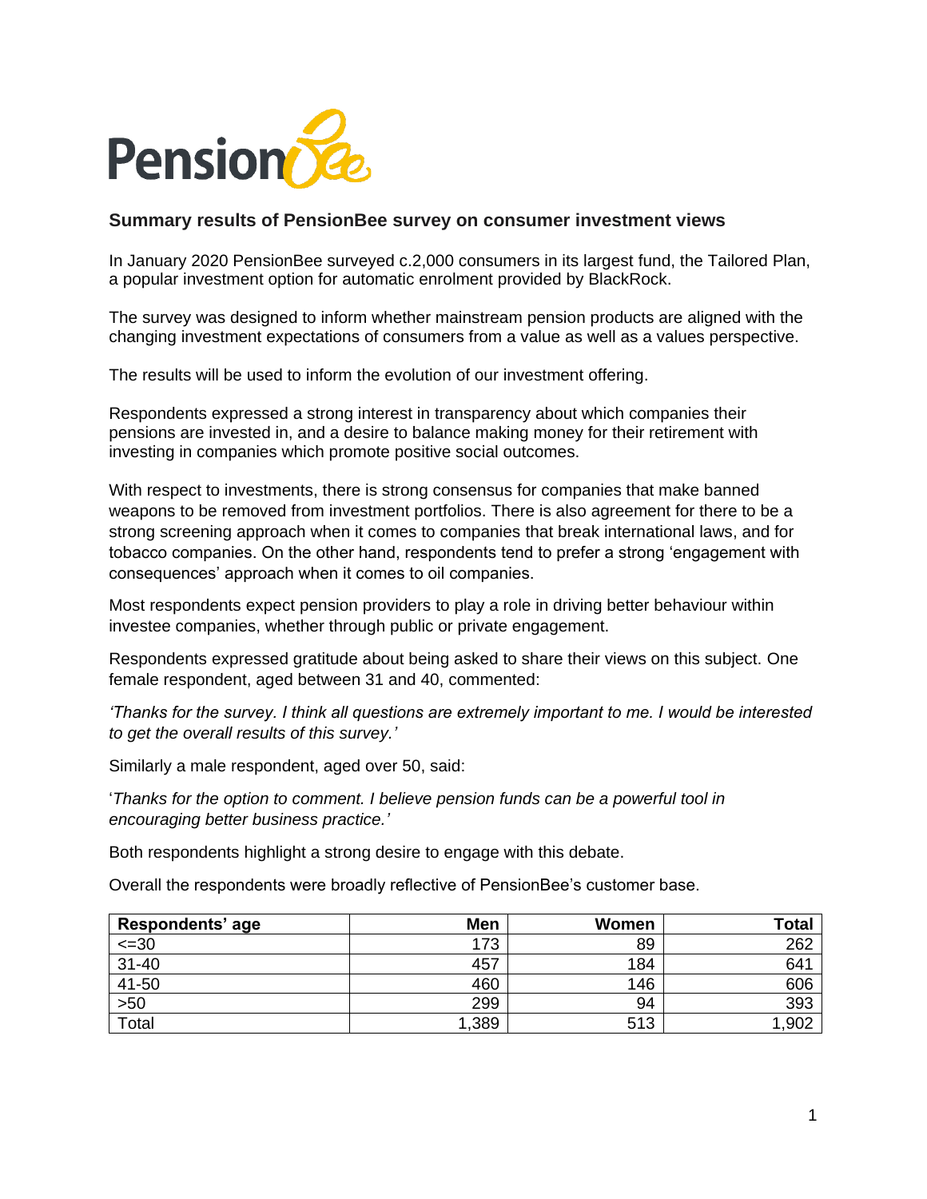PensionBee

## Summary results of PensionBee survey on consumer investment views

In January 2020 PensionBee surveyed c.2,000 consumers in its largest fund, the Tailored Plan, a popular investment option for automatic enrolment provided by BlackRock.

The survey was designed to inform whether mainstream pension products are aligned with the changing investment expectations of consumers from a value as well as a values perspective.

The results will be used to inform the evolution of our investment offering.

Respondents expressed a strong interest in transparency about which companies their pensions are invested in, and a desire to balance making money for their retirement with investing in companies which promote positive social outcomes.

With respect to investments, there is strong consensus for companies that make banned weapons to be removed from investment portfolios. There is also agreement for there to be a strong screening approach when it comes to companies that break international laws, and for tobacco companies. On the other hand, respondents tend to prefer a strong 'engagement with consequences' approach when it comes to oil companies.

Most respondents expect pension providers to play a role in driving better behaviour within investee companies, whether through public or private engagement.

Respondents expressed gratitude about being asked to share their views on this subject. One female respondent, aged between 31 and 40, commented:

*'Thanks for the survey. I think all questions are extremely important to me. I would be interested to get the overall results of this survey.'*

Similarly a male respondent, aged over 50, said:

'*Thanks for the option to comment. I believe pension funds can be a powerful tool in encouraging better business practice.'*

Both respondents highlight a strong desire to engage with this debate.

Overall the respondents were broadly reflective of PensionBee's customer base.

| Respondents' age | Men | Women | Total |
|---|---:|---:|---:|
| <=30 | 173 | 89 | 262 |
| 31-40 | 457 | 184 | 641 |
| 41-50 | 460 | 146 | 606 |
| >50 | 299 | 94 | 393 |
| Total | 1,389 | 513 | 1,902 |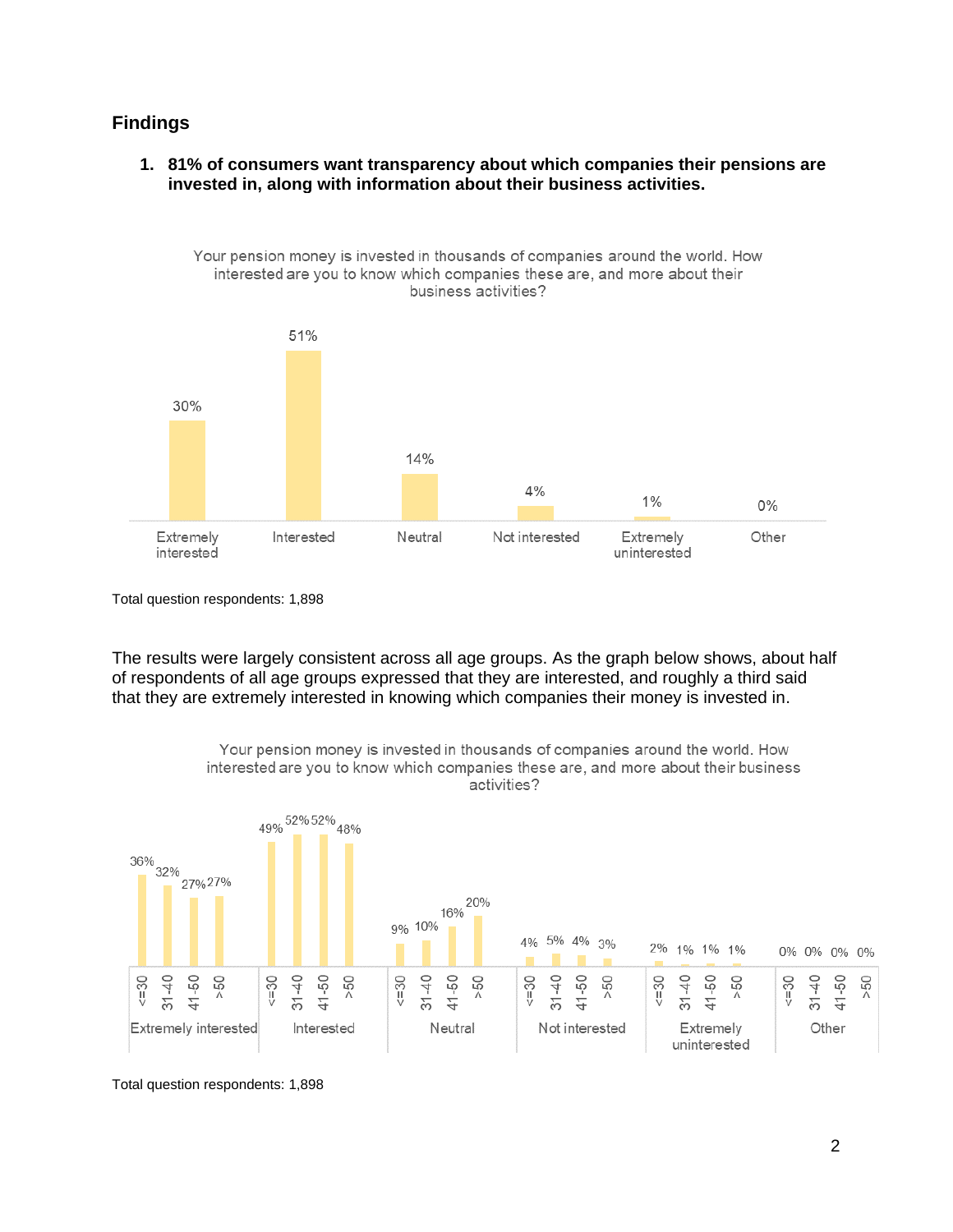## Findings

1. **81% of consumers want transparency about which companies their pensions are invested in, along with information about their business activities.**

Your pension money is invested in thousands of companies around the world. How interested are you to know which companies these are, and more about their business activities?

| Extremely interested | Interested | Neutral | Not interested | Extremely uninterested | Other |
|---|---|---|---|---|---|
| 30% | 51% | 14% | 4% | 1% | 0% |

Total question respondents: 1,898

The results were largely consistent across all age groups. As the graph below shows, about half of respondents of all age groups expressed that they are interested, and roughly a third said that they are extremely interested in knowing which companies their money is invested in.

Your pension money is invested in thousands of companies around the world. How interested are you to know which companies these are, and more about their business activities?

| | <=30 | 31-40 | 41-50 | >50 |
|---|---|---|---|---|
| Extremely interested | 36% | 32% | 27% | 27% |
| Interested | 49% | 52% | 52% | 48% |
| Neutral | 9% | 10% | 16% | 20% |
| Not interested | 4% | 5% | 4% | 3% |
| Extremely uninterested | 2% | 1% | 1% | 1% |
| Other | 0% | 0% | 0% | 0% |

Total question respondents: 1,898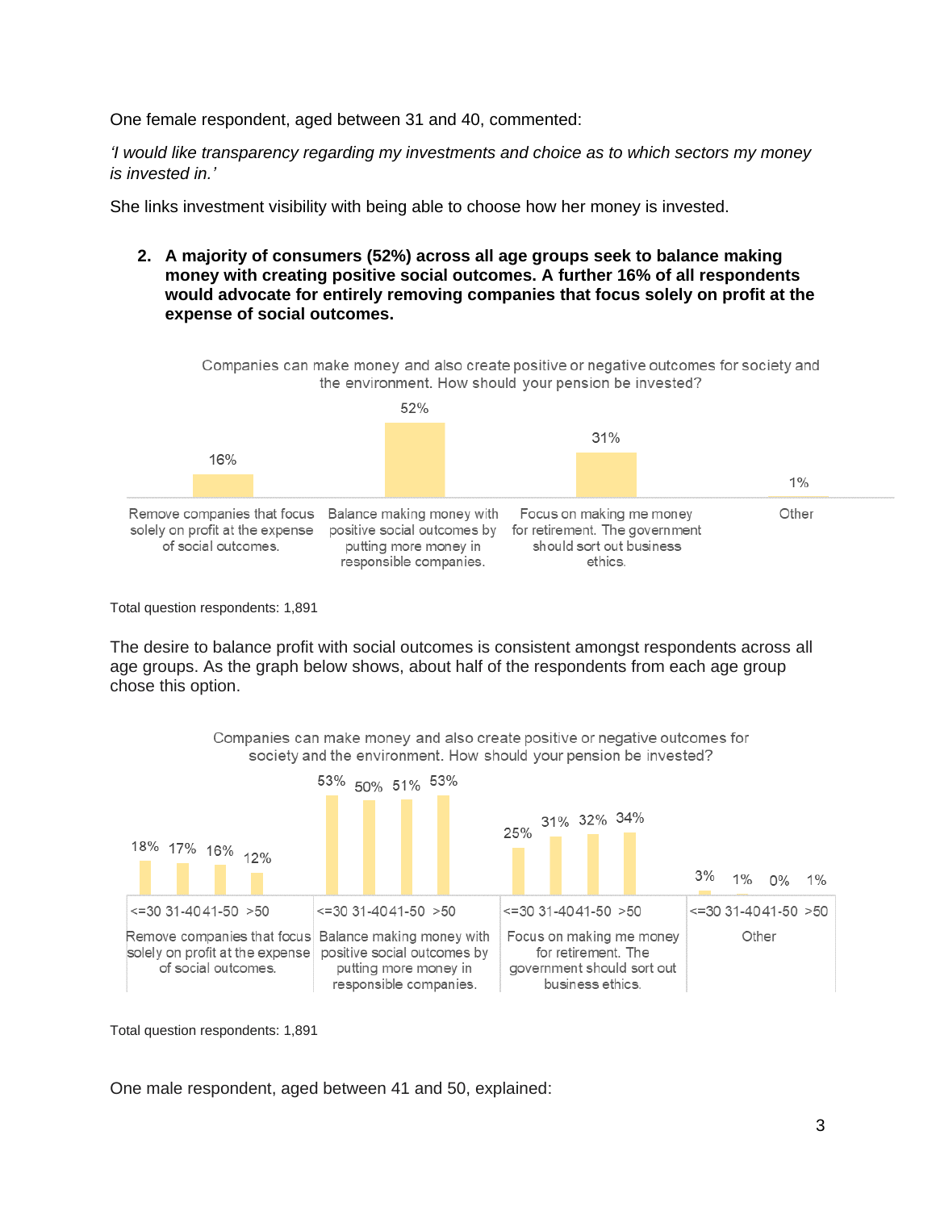One female respondent, aged between 31 and 40, commented:

*'I would like transparency regarding my investments and choice as to which sectors my money is invested in.'*

She links investment visibility with being able to choose how her money is invested.

2. **A majority of consumers (52%) across all age groups seek to balance making money with creating positive social outcomes. A further 16% of all respondents would advocate for entirely removing companies that focus solely on profit at the expense of social outcomes.**

Companies can make money and also create positive or negative outcomes for society and the environment. How should your pension be invested?

| Response | % |
|---|---|
| Remove companies that focus solely on profit at the expense of social outcomes. | 16% |
| Balance making money with positive social outcomes by putting more money in responsible companies. | 52% |
| Focus on making me money for retirement. The government should sort out business ethics. | 31% |
| Other | 1% |

Total question respondents: 1,891

The desire to balance profit with social outcomes is consistent amongst respondents across all age groups. As the graph below shows, about half of the respondents from each age group chose this option.

Companies can make money and also create positive or negative outcomes for society and the environment. How should your pension be invested?

| Response | <=30 | 31-40 | 41-50 | >50 |
|---|---|---|---|---|
| Remove companies that focus solely on profit at the expense of social outcomes. | 18% | 17% | 16% | 12% |
| Balance making money with positive social outcomes by putting more money in responsible companies. | 53% | 50% | 51% | 53% |
| Focus on making me money for retirement. The government should sort out business ethics. | 25% | 31% | 32% | 34% |
| Other | 3% | 1% | 0% | 1% |

Total question respondents: 1,891

One male respondent, aged between 41 and 50, explained: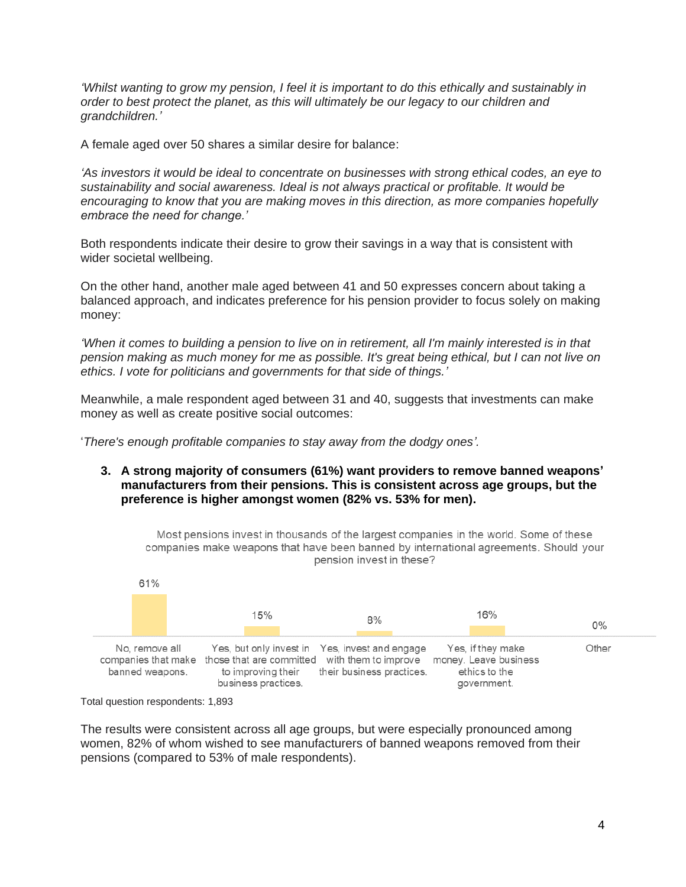*'Whilst wanting to grow my pension, I feel it is important to do this ethically and sustainably in order to best protect the planet, as this will ultimately be our legacy to our children and grandchildren.'*

A female aged over 50 shares a similar desire for balance:

*'As investors it would be ideal to concentrate on businesses with strong ethical codes, an eye to sustainability and social awareness. Ideal is not always practical or profitable. It would be encouraging to know that you are making moves in this direction, as more companies hopefully embrace the need for change.'*

Both respondents indicate their desire to grow their savings in a way that is consistent with wider societal wellbeing.

On the other hand, another male aged between 41 and 50 expresses concern about taking a balanced approach, and indicates preference for his pension provider to focus solely on making money:

*'When it comes to building a pension to live on in retirement, all I'm mainly interested is in that pension making as much money for me as possible. It's great being ethical, but I can not live on ethics. I vote for politicians and governments for that side of things.'*

Meanwhile, a male respondent aged between 31 and 40, suggests that investments can make money as well as create positive social outcomes:

'*There's enough profitable companies to stay away from the dodgy ones'.*

3. **A strong majority of consumers (61%) want providers to remove banned weapons' manufacturers from their pensions. This is consistent across age groups, but the preference is higher amongst women (82% vs. 53% for men).**

Most pensions invest in thousands of the largest companies in the world. Some of these companies make weapons that have been banned by international agreements. Should your pension invest in these?

| Response | % |
|---|---|
| No, remove all companies that make banned weapons. | 61% |
| Yes, but only invest in those that are committed to improving their business practices. | 15% |
| Yes, invest and engage with them to improve their business practices. | 8% |
| Yes, if they make money. Leave business ethics to the government. | 16% |
| Other | 0% |

Total question respondents: 1,893

The results were consistent across all age groups, but were especially pronounced among women, 82% of whom wished to see manufacturers of banned weapons removed from their pensions (compared to 53% of male respondents).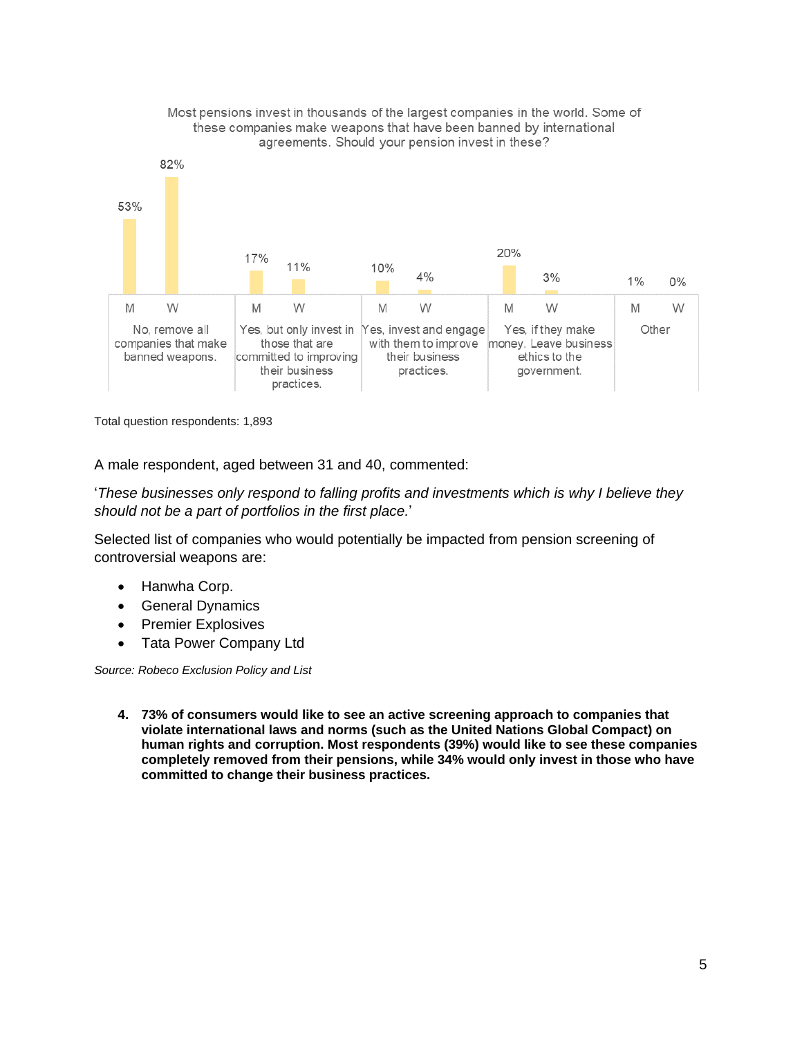Most pensions invest in thousands of the largest companies in the world. Some of these companies make weapons that have been banned by international agreements. Should your pension invest in these?

| Response | M | W |
|---|---|---|
| No, remove all companies that make banned weapons. | 53% | 82% |
| Yes, but only invest in those that are committed to improving their business practices. | 17% | 11% |
| Yes, invest and engage with them to improve their business practices. | 10% | 4% |
| Yes, if they make money. Leave business ethics to the government. | 20% | 3% |
| Other | 1% | 0% |

Total question respondents: 1,893

A male respondent, aged between 31 and 40, commented:

'*These businesses only respond to falling profits and investments which is why I believe they should not be a part of portfolios in the first place.*'

Selected list of companies who would potentially be impacted from pension screening of controversial weapons are:

- Hanwha Corp.
- General Dynamics
- Premier Explosives
- Tata Power Company Ltd

*Source: Robeco Exclusion Policy and List*

4. **73% of consumers would like to see an active screening approach to companies that violate international laws and norms (such as the United Nations Global Compact) on human rights and corruption. Most respondents (39%) would like to see these companies completely removed from their pensions, while 34% would only invest in those who have committed to change their business practices.**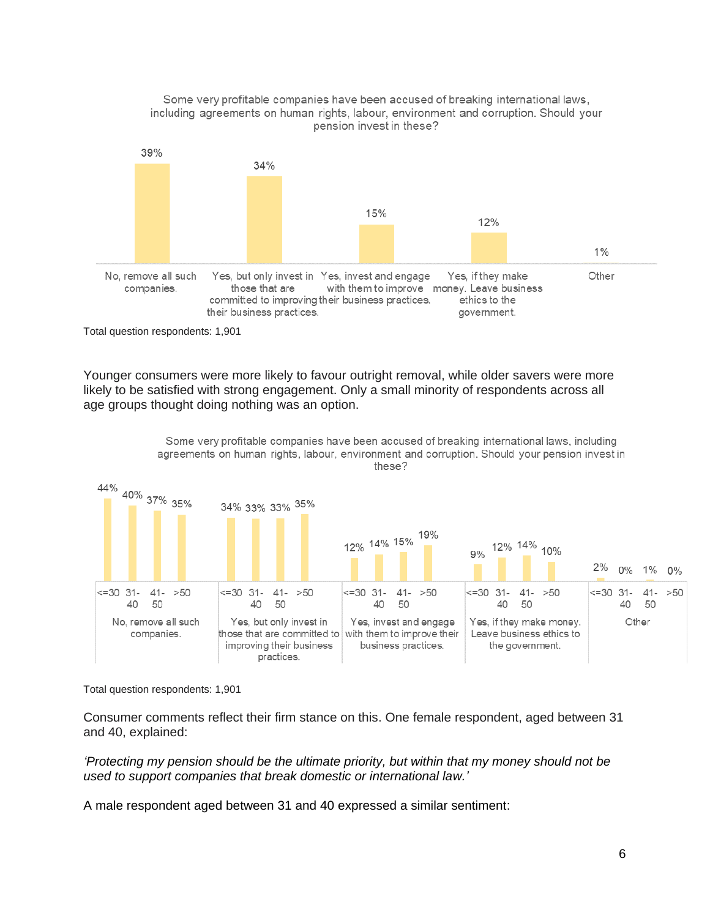Some very profitable companies have been accused of breaking international laws, including agreements on human rights, labour, environment and corruption. Should your pension invest in these?

| Response | % |
|---|---|
| No, remove all such companies. | 39% |
| Yes, but only invest in those that are committed to improving their business practices. | 34% |
| Yes, invest and engage with them to improve their business practices. | 15% |
| Yes, if they make money. Leave business ethics to the government. | 12% |
| Other | 1% |

Total question respondents: 1,901

Younger consumers were more likely to favour outright removal, while older savers were more likely to be satisfied with strong engagement. Only a small minority of respondents across all age groups thought doing nothing was an option.

Some very profitable companies have been accused of breaking international laws, including agreements on human rights, labour, environment and corruption. Should your pension invest in these?

| Response | <=30 | 31-40 | 41-50 | >50 |
|---|---|---|---|---|
| No, remove all such companies. | 44% | 40% | 37% | 35% |
| Yes, but only invest in those that are committed to improving their business practices. | 34% | 33% | 33% | 35% |
| Yes, invest and engage with them to improve their business practices. | 12% | 14% | 15% | 19% |
| Yes, if they make money. Leave business ethics to the government. | 9% | 12% | 14% | 10% |
| Other | 2% | 0% | 1% | 0% |

Total question respondents: 1,901

Consumer comments reflect their firm stance on this. One female respondent, aged between 31 and 40, explained:

*'Protecting my pension should be the ultimate priority, but within that my money should not be used to support companies that break domestic or international law.'*

A male respondent aged between 31 and 40 expressed a similar sentiment: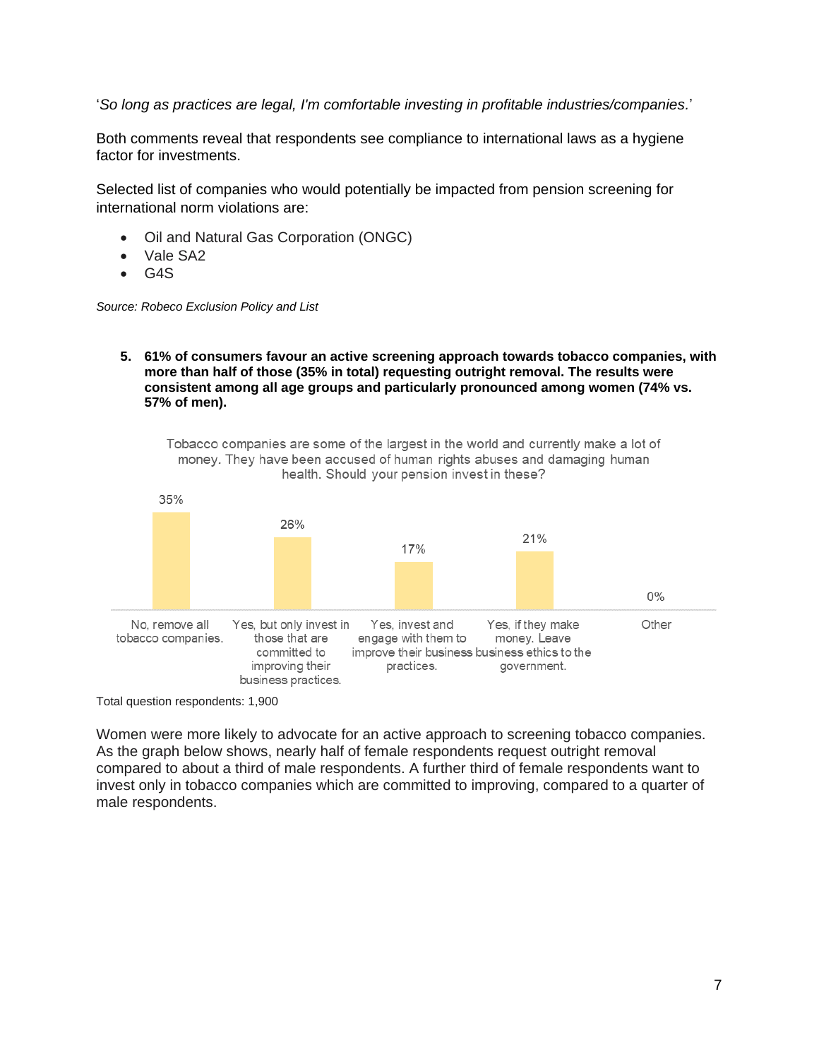'*So long as practices are legal, I'm comfortable investing in profitable industries/companies.*'

Both comments reveal that respondents see compliance to international laws as a hygiene factor for investments.

Selected list of companies who would potentially be impacted from pension screening for international norm violations are:

- Oil and Natural Gas Corporation (ONGC)
- Vale SA2
- G4S

*Source: Robeco Exclusion Policy and List*

5. **61% of consumers favour an active screening approach towards tobacco companies, with more than half of those (35% in total) requesting outright removal. The results were consistent among all age groups and particularly pronounced among women (74% vs. 57% of men).**

Tobacco companies are some of the largest in the world and currently make a lot of money. They have been accused of human rights abuses and damaging human health. Should your pension invest in these?

| Response | % |
| --- | --- |
| No, remove all tobacco companies. | 35% |
| Yes, but only invest in those that are committed to improving their business practices. | 26% |
| Yes, invest and engage with them to improve their business practices. | 17% |
| Yes, if they make money. Leave business ethics to the government. | 21% |
| Other | 0% |

Total question respondents: 1,900

Women were more likely to advocate for an active approach to screening tobacco companies. As the graph below shows, nearly half of female respondents request outright removal compared to about a third of male respondents. A further third of female respondents want to invest only in tobacco companies which are committed to improving, compared to a quarter of male respondents.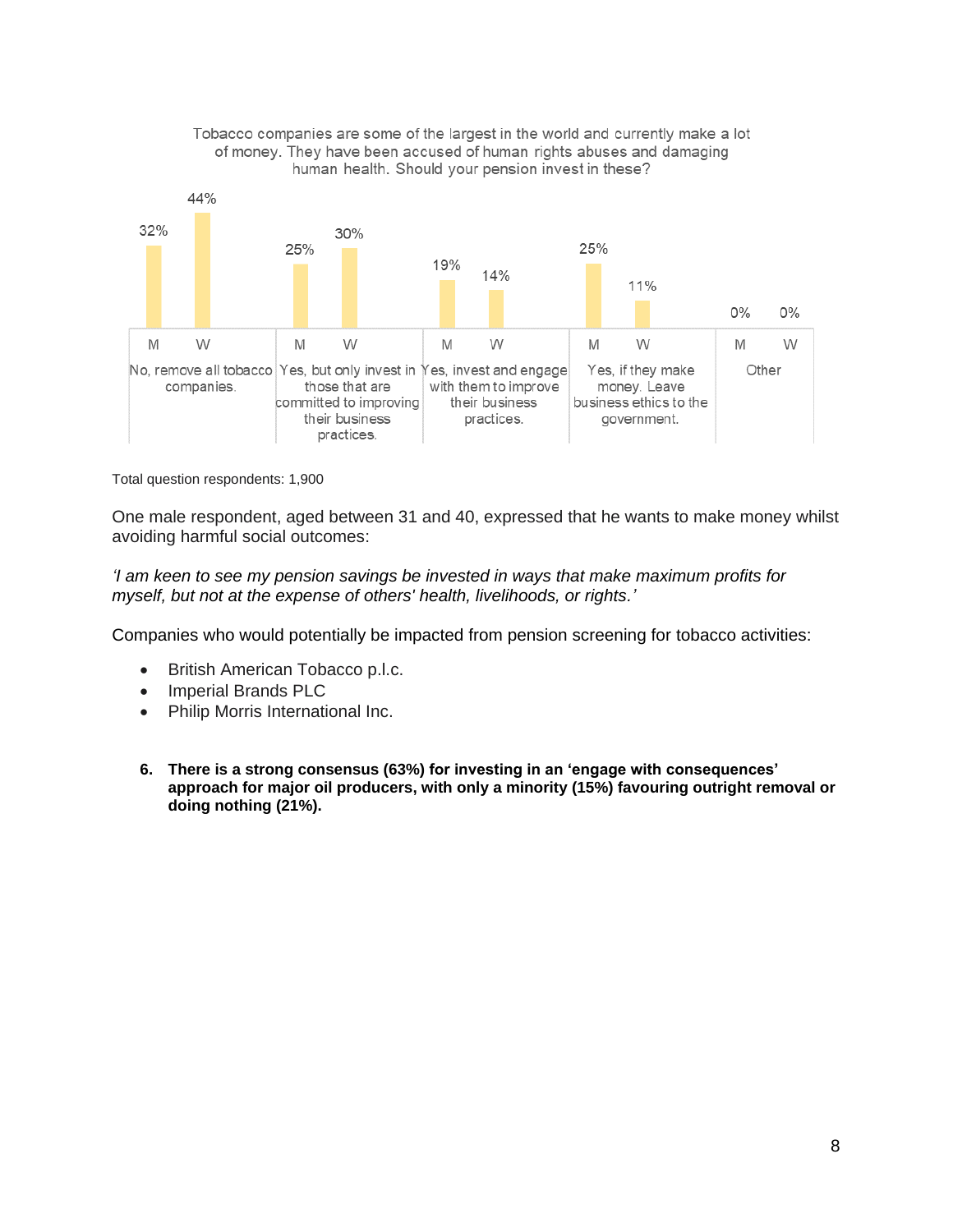Tobacco companies are some of the largest in the world and currently make a lot of money. They have been accused of human rights abuses and damaging human health. Should your pension invest in these?

| Response | M | W |
|---|---|---|
| No, remove all tobacco companies. | 32% | 44% |
| Yes, but only invest in those that are committed to improving their business practices. | 25% | 30% |
| Yes, invest and engage with them to improve their business practices. | 19% | 14% |
| Yes, if they make money. Leave business ethics to the government. | 25% | 11% |
| Other | 0% | 0% |

Total question respondents: 1,900

One male respondent, aged between 31 and 40, expressed that he wants to make money whilst avoiding harmful social outcomes:

*'I am keen to see my pension savings be invested in ways that make maximum profits for myself, but not at the expense of others' health, livelihoods, or rights.'*

Companies who would potentially be impacted from pension screening for tobacco activities:

- British American Tobacco p.l.c.
- Imperial Brands PLC
- Philip Morris International Inc.

6. **There is a strong consensus (63%) for investing in an 'engage with consequences' approach for major oil producers, with only a minority (15%) favouring outright removal or doing nothing (21%).**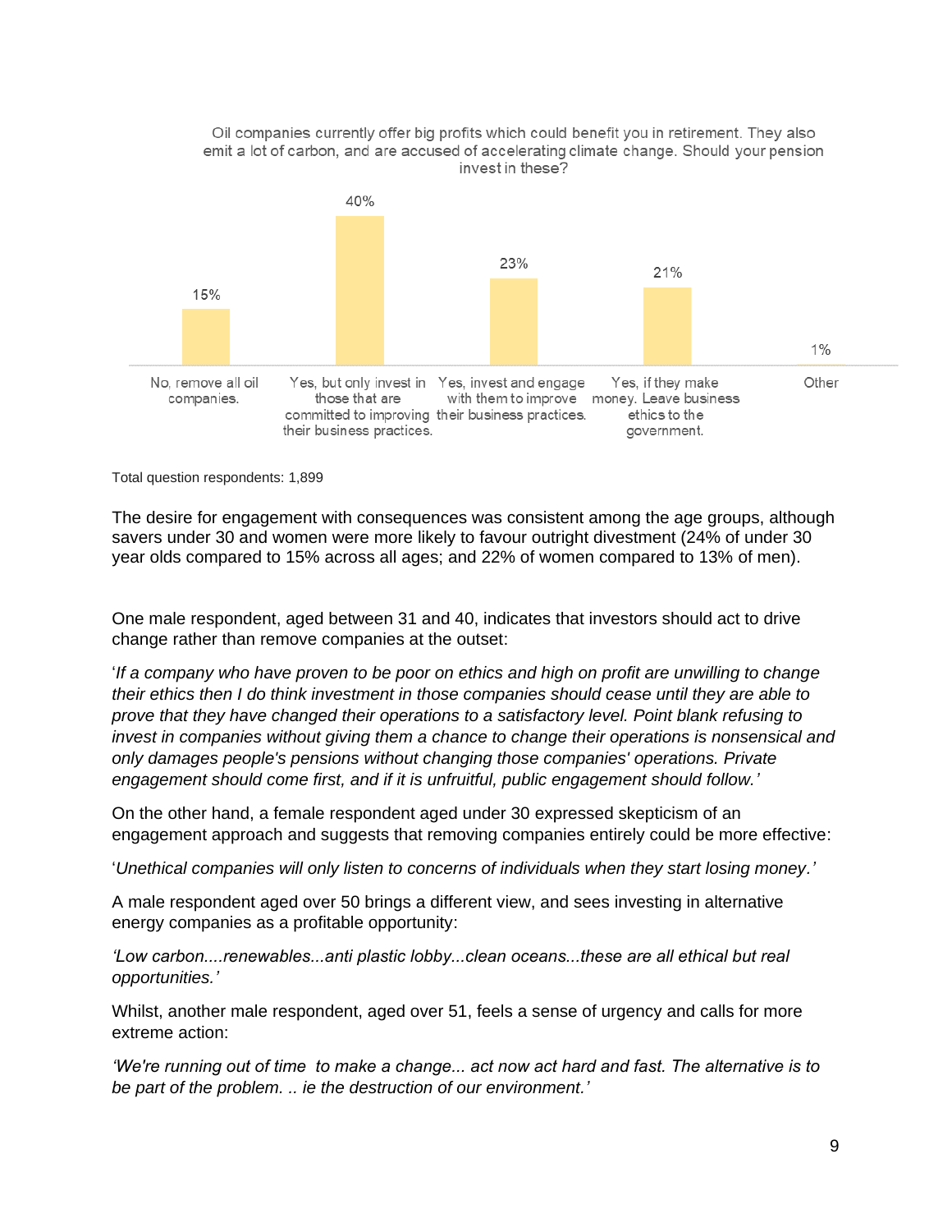Oil companies currently offer big profits which could benefit you in retirement. They also emit a lot of carbon, and are accused of accelerating climate change. Should your pension invest in these?

| Response | % |
|---|---|
| No, remove all oil companies. | 15% |
| Yes, but only invest in those that are committed to improving their business practices. | 40% |
| Yes, invest and engage with them to improve their business practices. | 23% |
| Yes, if they make money. Leave business ethics to the government. | 21% |
| Other | 1% |

Total question respondents: 1,899

The desire for engagement with consequences was consistent among the age groups, although savers under 30 and women were more likely to favour outright divestment (24% of under 30 year olds compared to 15% across all ages; and 22% of women compared to 13% of men).

One male respondent, aged between 31 and 40, indicates that investors should act to drive change rather than remove companies at the outset:

'*If a company who have proven to be poor on ethics and high on profit are unwilling to change their ethics then I do think investment in those companies should cease until they are able to prove that they have changed their operations to a satisfactory level. Point blank refusing to invest in companies without giving them a chance to change their operations is nonsensical and only damages people's pensions without changing those companies' operations. Private engagement should come first, and if it is unfruitful, public engagement should follow.'*

On the other hand, a female respondent aged under 30 expressed skepticism of an engagement approach and suggests that removing companies entirely could be more effective:

'*Unethical companies will only listen to concerns of individuals when they start losing money.'*

A male respondent aged over 50 brings a different view, and sees investing in alternative energy companies as a profitable opportunity:

*'Low carbon....renewables...anti plastic lobby...clean oceans...these are all ethical but real opportunities.'*

Whilst, another male respondent, aged over 51, feels a sense of urgency and calls for more extreme action:

*'We're running out of time to make a change... act now act hard and fast. The alternative is to be part of the problem. .. ie the destruction of our environment.'*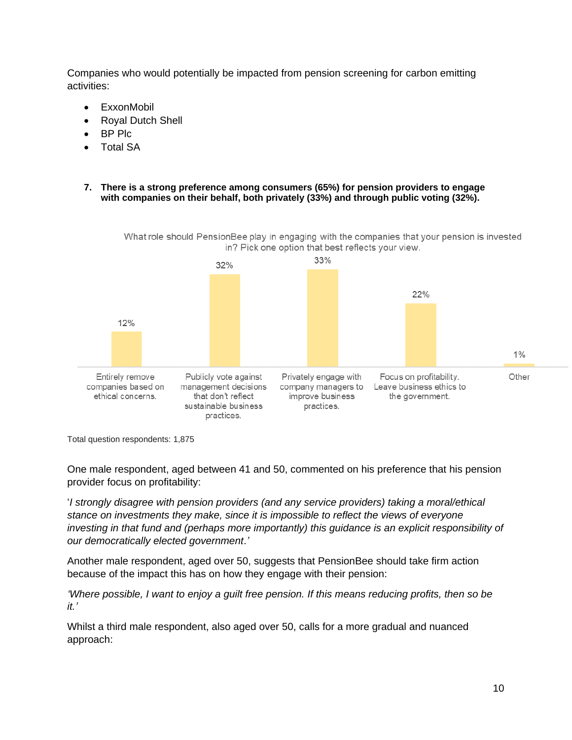Companies who would potentially be impacted from pension screening for carbon emitting activities:

- ExxonMobil
- Royal Dutch Shell
- BP Plc
- Total SA

7. **There is a strong preference among consumers (65%) for pension providers to engage with companies on their behalf, both privately (33%) and through public voting (32%).**

What role should PensionBee play in engaging with the companies that your pension is invested in? Pick one option that best reflects your view.

| Option | % |
|---|---|
| Entirely remove companies based on ethical concerns. | 12% |
| Publicly vote against management decisions that don't reflect sustainable business practices. | 32% |
| Privately engage with company managers to improve business practices. | 33% |
| Focus on profitability. Leave business ethics to the government. | 22% |
| Other | 1% |

Total question respondents: 1,875

One male respondent, aged between 41 and 50, commented on his preference that his pension provider focus on profitability:

'*I strongly disagree with pension providers (and any service providers) taking a moral/ethical stance on investments they make, since it is impossible to reflect the views of everyone investing in that fund and (perhaps more importantly) this guidance is an explicit responsibility of our democratically elected government*.'

Another male respondent, aged over 50, suggests that PensionBee should take firm action because of the impact this has on how they engage with their pension:

*'Where possible, I want to enjoy a guilt free pension. If this means reducing profits, then so be it.'*

Whilst a third male respondent, also aged over 50, calls for a more gradual and nuanced approach: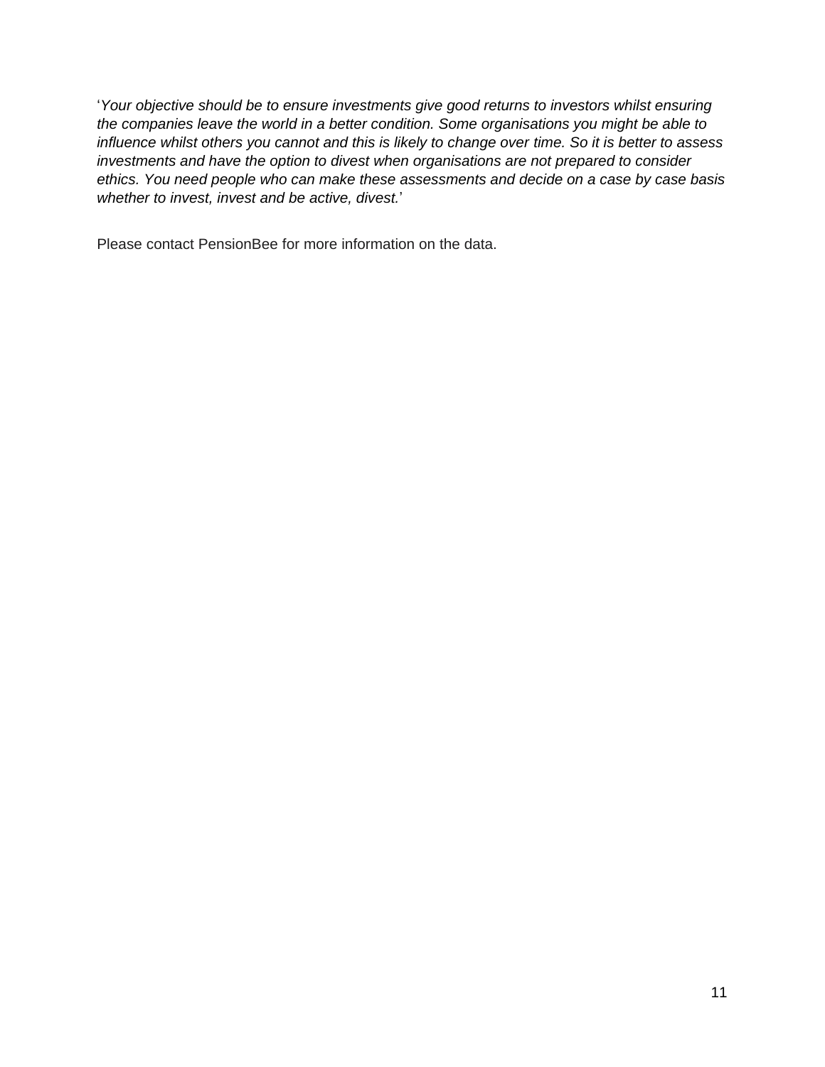'*Your objective should be to ensure investments give good returns to investors whilst ensuring the companies leave the world in a better condition. Some organisations you might be able to influence whilst others you cannot and this is likely to change over time. So it is better to assess investments and have the option to divest when organisations are not prepared to consider ethics. You need people who can make these assessments and decide on a case by case basis whether to invest, invest and be active, divest.*'

Please contact PensionBee for more information on the data.